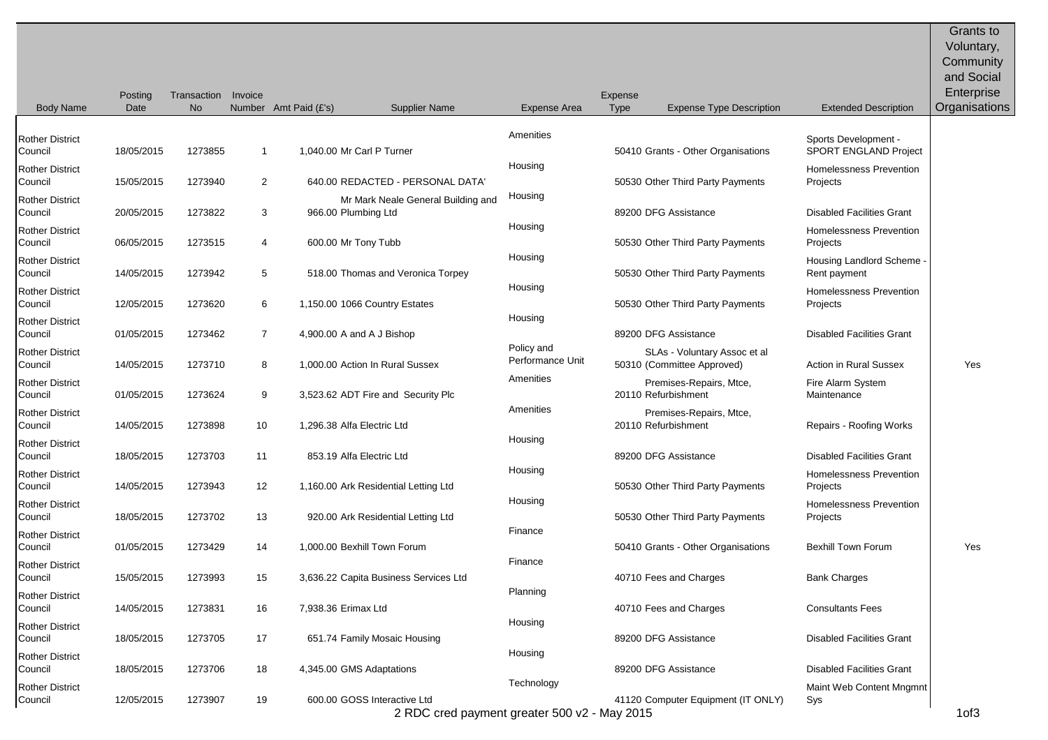| Body Name | Posting Date | Transaction No | Invoice Number | Amt Paid (£'s) | Supplier Name | Expense Area | Expense Type | Expense Type Description | Extended Description | Grants to Voluntary, Community and Social Enterprise Organisations |
|---|---|---|---|---|---|---|---|---|---|---|
| Rother District Council | 18/05/2015 | 1273855 | 1 | 1,040.00 | Mr Carl P Turner | Amenities | 50410 | Grants - Other Organisations | Sports Development - SPORT ENGLAND Project | |
| Rother District Council | 15/05/2015 | 1273940 | 2 | 640.00 | REDACTED - PERSONAL DATA' | Housing | 50530 | Other Third Party Payments | Homelessness Prevention Projects | |
| Rother District Council | 20/05/2015 | 1273822 | 3 | 966.00 | Mr Mark Neale General Building and Plumbing Ltd | Housing | 89200 | DFG Assistance | Disabled Facilities Grant | |
| Rother District Council | 06/05/2015 | 1273515 | 4 | 600.00 | Mr Tony Tubb | Housing | 50530 | Other Third Party Payments | Homelessness Prevention Projects | |
| Rother District Council | 14/05/2015 | 1273942 | 5 | 518.00 | Thomas and Veronica Torpey | Housing | 50530 | Other Third Party Payments | Housing Landlord Scheme - Rent payment | |
| Rother District Council | 12/05/2015 | 1273620 | 6 | 1,150.00 | 1066 Country Estates | Housing | 50530 | Other Third Party Payments | Homelessness Prevention Projects | |
| Rother District Council | 01/05/2015 | 1273462 | 7 | 4,900.00 | A and A J Bishop | Housing | 89200 | DFG Assistance | Disabled Facilities Grant | |
| Rother District Council | 14/05/2015 | 1273710 | 8 | 1,000.00 | Action In Rural Sussex | Policy and Performance Unit | 50310 | SLAs - Voluntary Assoc et al (Committee Approved) | Action in Rural Sussex | Yes |
| Rother District Council | 01/05/2015 | 1273624 | 9 | 3,523.62 | ADT Fire and Security Plc | Amenities | 20110 | Premises-Repairs, Mtce, Refurbishment | Fire Alarm System Maintenance | |
| Rother District Council | 14/05/2015 | 1273898 | 10 | 1,296.38 | Alfa Electric Ltd | Amenities | 20110 | Premises-Repairs, Mtce, Refurbishment | Repairs - Roofing Works | |
| Rother District Council | 18/05/2015 | 1273703 | 11 | 853.19 | Alfa Electric Ltd | Housing | 89200 | DFG Assistance | Disabled Facilities Grant | |
| Rother District Council | 14/05/2015 | 1273943 | 12 | 1,160.00 | Ark Residential Letting Ltd | Housing | 50530 | Other Third Party Payments | Homelessness Prevention Projects | |
| Rother District Council | 18/05/2015 | 1273702 | 13 | 920.00 | Ark Residential Letting Ltd | Housing | 50530 | Other Third Party Payments | Homelessness Prevention Projects | |
| Rother District Council | 01/05/2015 | 1273429 | 14 | 1,000.00 | Bexhill Town Forum | Finance | 50410 | Grants - Other Organisations | Bexhill Town Forum | Yes |
| Rother District Council | 15/05/2015 | 1273993 | 15 | 3,636.22 | Capita Business Services Ltd | Finance | 40710 | Fees and Charges | Bank Charges | |
| Rother District Council | 14/05/2015 | 1273831 | 16 | 7,938.36 | Erimax Ltd | Planning | 40710 | Fees and Charges | Consultants Fees | |
| Rother District Council | 18/05/2015 | 1273705 | 17 | 651.74 | Family Mosaic Housing | Housing | 89200 | DFG Assistance | Disabled Facilities Grant | |
| Rother District Council | 18/05/2015 | 1273706 | 18 | 4,345.00 | GMS Adaptations | Housing | 89200 | DFG Assistance | Disabled Facilities Grant | |
| Rother District Council | 12/05/2015 | 1273907 | 19 | 600.00 | GOSS Interactive Ltd | Technology | 41120 | Computer Equipment (IT ONLY) | Maint Web Content Mngmnt Sys | |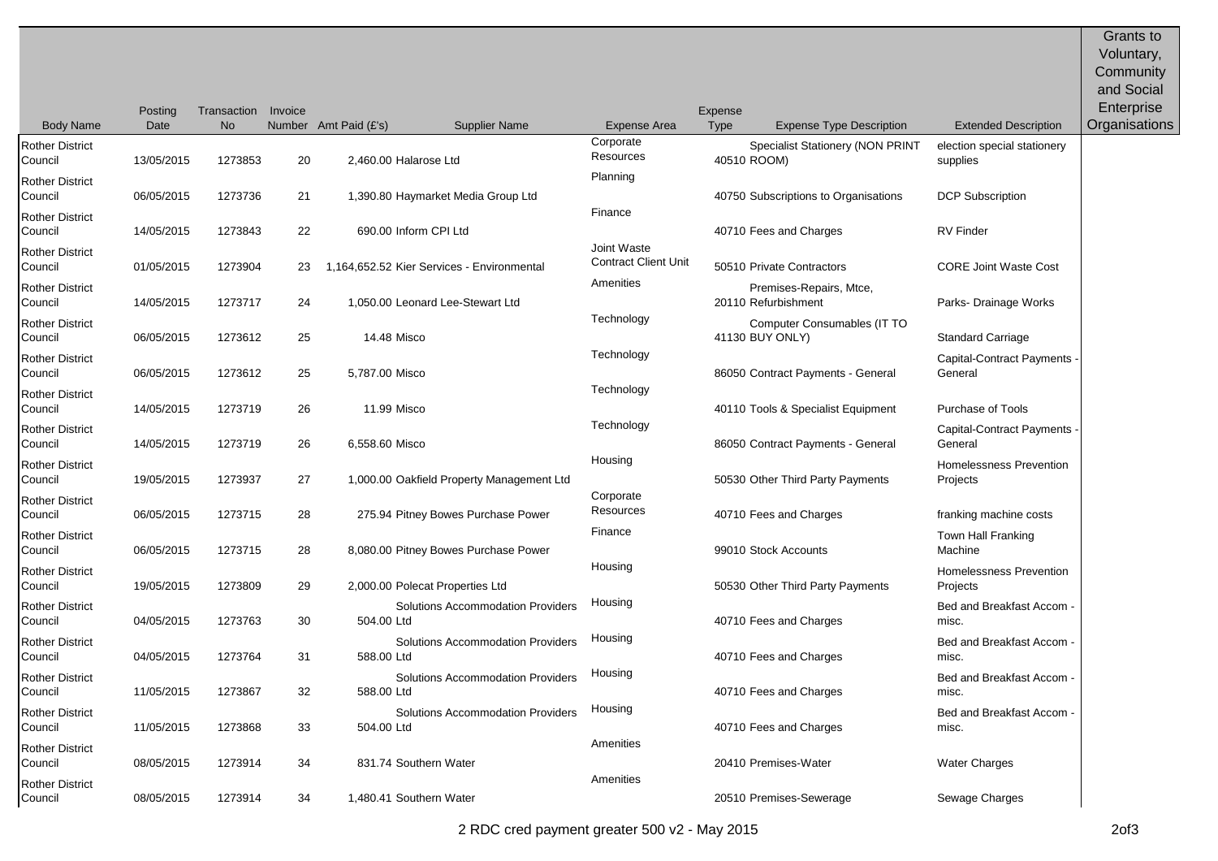| Body Name | Posting Date | Transaction No | Invoice Number | Amt Paid (£'s) | Supplier Name | Expense Area | Expense Type | Expense Type Description | Extended Description | Grants to Voluntary, Community and Social Enterprise Organisations |
|---|---|---|---|---|---|---|---|---|---|---|
| Rother District Council | 13/05/2015 | 1273853 | 20 | 2,460.00 | Halarose Ltd | Corporate Resources | 40510 | Specialist Stationery (NON PRINT ROOM) | election special stationery supplies | |
| Rother District Council | 06/05/2015 | 1273736 | 21 | 1,390.80 | Haymarket Media Group Ltd | Planning | 40750 | Subscriptions to Organisations | DCP Subscription | |
| Rother District Council | 14/05/2015 | 1273843 | 22 | 690.00 | Inform CPI Ltd | Finance | 40710 | Fees and Charges | RV Finder | |
| Rother District Council | 01/05/2015 | 1273904 | 23 | 1,164,652.52 | Kier Services - Environmental | Joint Waste Contract Client Unit | 50510 | Private Contractors | CORE Joint Waste Cost | |
| Rother District Council | 14/05/2015 | 1273717 | 24 | 1,050.00 | Leonard Lee-Stewart Ltd | Amenities | 20110 | Premises-Repairs, Mtce, Refurbishment | Parks- Drainage Works | |
| Rother District Council | 06/05/2015 | 1273612 | 25 | 14.48 | Misco | Technology | 41130 | Computer Consumables (IT TO BUY ONLY) | Standard Carriage | |
| Rother District Council | 06/05/2015 | 1273612 | 25 | 5,787.00 | Misco | Technology | 86050 | Contract Payments - General | Capital-Contract Payments - General | |
| Rother District Council | 14/05/2015 | 1273719 | 26 | 11.99 | Misco | Technology | 40110 | Tools & Specialist Equipment | Purchase of Tools | |
| Rother District Council | 14/05/2015 | 1273719 | 26 | 6,558.60 | Misco | Technology | 86050 | Contract Payments - General | Capital-Contract Payments - General | |
| Rother District Council | 19/05/2015 | 1273937 | 27 | 1,000.00 | Oakfield Property Management Ltd | Housing | 50530 | Other Third Party Payments | Homelessness Prevention Projects | |
| Rother District Council | 06/05/2015 | 1273715 | 28 | 275.94 | Pitney Bowes Purchase Power | Corporate Resources | 40710 | Fees and Charges | franking machine costs | |
| Rother District Council | 06/05/2015 | 1273715 | 28 | 8,080.00 | Pitney Bowes Purchase Power | Finance | 99010 | Stock Accounts | Town Hall Franking Machine | |
| Rother District Council | 19/05/2015 | 1273809 | 29 | 2,000.00 | Polecat Properties Ltd | Housing | 50530 | Other Third Party Payments | Homelessness Prevention Projects | |
| Rother District Council | 04/05/2015 | 1273763 | 30 | 504.00 | Solutions Accommodation Providers Ltd | Housing | 40710 | Fees and Charges | Bed and Breakfast Accom - misc. | |
| Rother District Council | 04/05/2015 | 1273764 | 31 | 588.00 | Solutions Accommodation Providers Ltd | Housing | 40710 | Fees and Charges | Bed and Breakfast Accom - misc. | |
| Rother District Council | 11/05/2015 | 1273867 | 32 | 588.00 | Solutions Accommodation Providers Ltd | Housing | 40710 | Fees and Charges | Bed and Breakfast Accom - misc. | |
| Rother District Council | 11/05/2015 | 1273868 | 33 | 504.00 | Solutions Accommodation Providers Ltd | Housing | 40710 | Fees and Charges | Bed and Breakfast Accom - misc. | |
| Rother District Council | 08/05/2015 | 1273914 | 34 | 831.74 | Southern Water | Amenities | 20410 | Premises-Water | Water Charges | |
| Rother District Council | 08/05/2015 | 1273914 | 34 | 1,480.41 | Southern Water | Amenities | 20510 | Premises-Sewerage | Sewage Charges | |

2 RDC cred payment greater 500 v2 - May 2015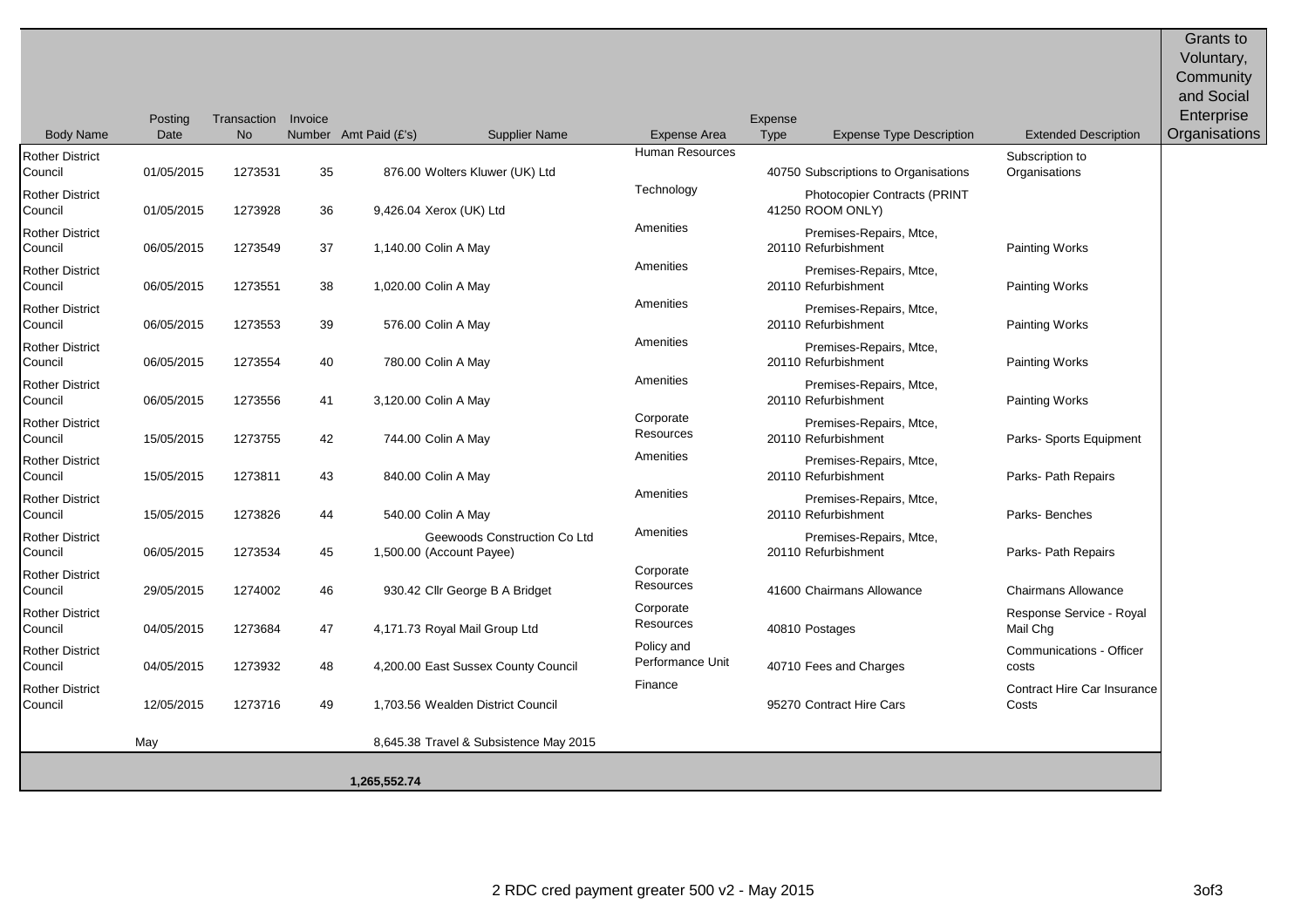| Body Name | Posting Date | Transaction No | Invoice Number | Amt Paid (£'s) | Supplier Name | Expense Area | Expense Type | Expense Type Description | Extended Description | Grants to Voluntary, Community and Social Enterprise Organisations |
|---|---|---|---|---|---|---|---|---|---|---|
| Rother District Council | 01/05/2015 | 1273531 | 35 | 876.00 | Wolters Kluwer (UK) Ltd | Human Resources | 40750 | Subscriptions to Organisations | Subscription to Organisations | |
| Rother District Council | 01/05/2015 | 1273928 | 36 | 9,426.04 | Xerox (UK) Ltd | Technology | 41250 | Photocopier Contracts (PRINT ROOM ONLY) | | |
| Rother District Council | 06/05/2015 | 1273549 | 37 | 1,140.00 | Colin A May | Amenities | 20110 | Premises-Repairs, Mtce, Refurbishment | Painting Works | |
| Rother District Council | 06/05/2015 | 1273551 | 38 | 1,020.00 | Colin A May | Amenities | 20110 | Premises-Repairs, Mtce, Refurbishment | Painting Works | |
| Rother District Council | 06/05/2015 | 1273553 | 39 | 576.00 | Colin A May | Amenities | 20110 | Premises-Repairs, Mtce, Refurbishment | Painting Works | |
| Rother District Council | 06/05/2015 | 1273554 | 40 | 780.00 | Colin A May | Amenities | 20110 | Premises-Repairs, Mtce, Refurbishment | Painting Works | |
| Rother District Council | 06/05/2015 | 1273556 | 41 | 3,120.00 | Colin A May | Amenities | 20110 | Premises-Repairs, Mtce, Refurbishment | Painting Works | |
| Rother District Council | 15/05/2015 | 1273755 | 42 | 744.00 | Colin A May | Corporate Resources | 20110 | Premises-Repairs, Mtce, Refurbishment | Parks- Sports Equipment | |
| Rother District Council | 15/05/2015 | 1273811 | 43 | 840.00 | Colin A May | Amenities | 20110 | Premises-Repairs, Mtce, Refurbishment | Parks- Path Repairs | |
| Rother District Council | 15/05/2015 | 1273826 | 44 | 540.00 | Colin A May | Amenities | 20110 | Premises-Repairs, Mtce, Refurbishment | Parks- Benches | |
| Rother District Council | 06/05/2015 | 1273534 | 45 | 1,500.00 | Geewoods Construction Co Ltd (Account Payee) | Amenities | 20110 | Premises-Repairs, Mtce, Refurbishment | Parks- Path Repairs | |
| Rother District Council | 29/05/2015 | 1274002 | 46 | 930.42 | Cllr George B A Bridget | Corporate Resources | 41600 | Chairmans Allowance | Chairmans Allowance | |
| Rother District Council | 04/05/2015 | 1273684 | 47 | 4,171.73 | Royal Mail Group Ltd | Corporate Resources | 40810 | Postages | Response Service - Royal Mail Chg | |
| Rother District Council | 04/05/2015 | 1273932 | 48 | 4,200.00 | East Sussex County Council | Policy and Performance Unit | 40710 | Fees and Charges | Communications - Officer costs | |
| Rother District Council | 12/05/2015 | 1273716 | 49 | 1,703.56 | Wealden District Council | Finance | 95270 | Contract Hire Cars | Contract Hire Car Insurance Costs | |
| | May | | | 8,645.38 | Travel & Subsistence May 2015 | | | | | |
| | | | | 1,265,552.74 | | | | | | |

2 RDC cred payment greater 500 v2 - May 2015